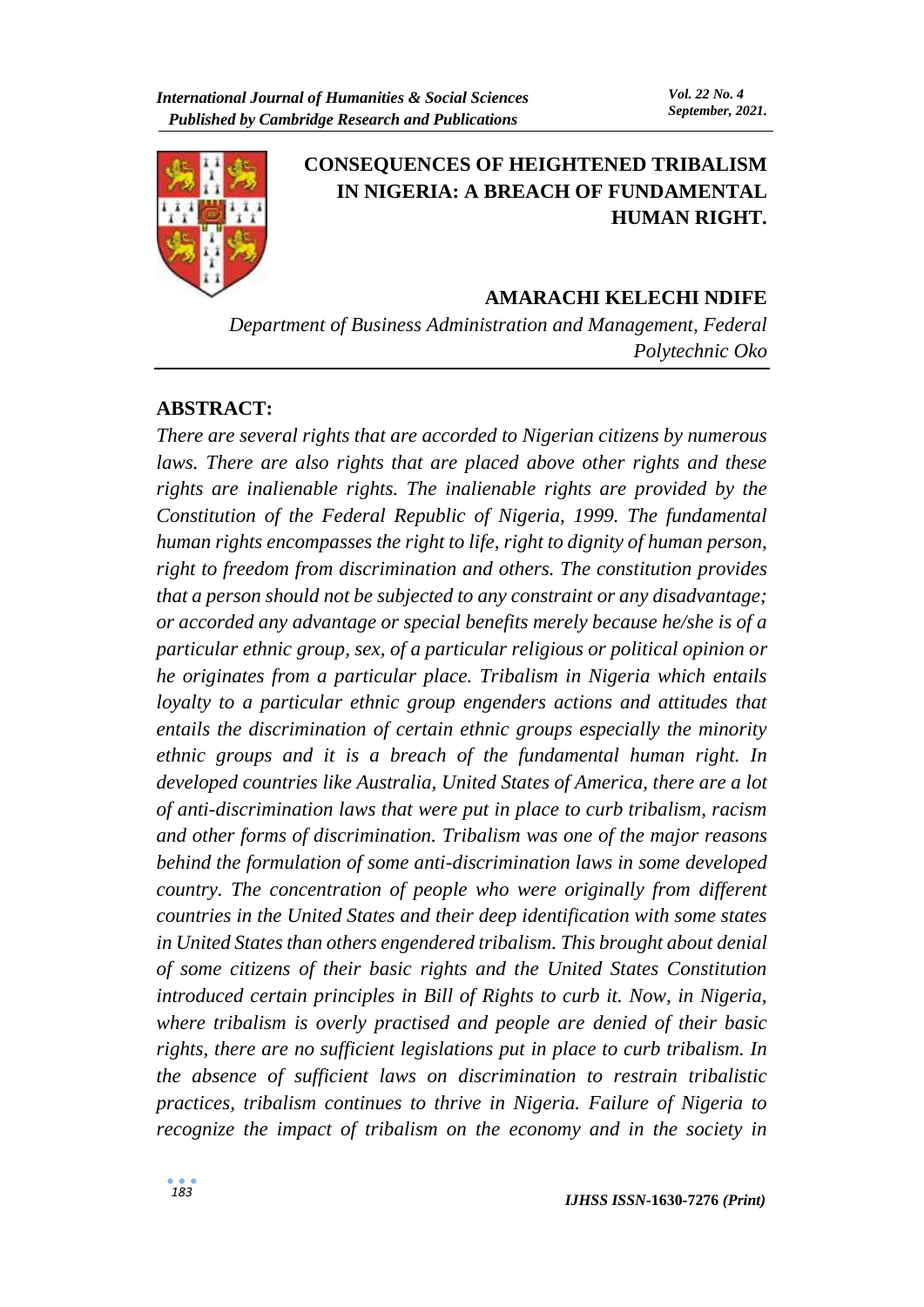# CONSEQUENCES OF HEIGHTENED TRIBALISM IN NIGERIA: A BREACH OF FUNDAMENTAL HUMAN RIGHT.

**AMARACHI KELECHI NDIFE**

*Department of Business Administration and Management, Federal Polytechnic Oko*

## ABSTRACT:

*There are several rights that are accorded to Nigerian citizens by numerous laws. There are also rights that are placed above other rights and these rights are inalienable rights. The inalienable rights are provided by the Constitution of the Federal Republic of Nigeria, 1999. The fundamental human rights encompasses the right to life, right to dignity of human person, right to freedom from discrimination and others. The constitution provides that a person should not be subjected to any constraint or any disadvantage; or accorded any advantage or special benefits merely because he/she is of a particular ethnic group, sex, of a particular religious or political opinion or he originates from a particular place. Tribalism in Nigeria which entails loyalty to a particular ethnic group engenders actions and attitudes that entails the discrimination of certain ethnic groups especially the minority ethnic groups and it is a breach of the fundamental human right. In developed countries like Australia, United States of America, there are a lot of anti-discrimination laws that were put in place to curb tribalism, racism and other forms of discrimination. Tribalism was one of the major reasons behind the formulation of some anti-discrimination laws in some developed country. The concentration of people who were originally from different countries in the United States and their deep identification with some states in United States than others engendered tribalism. This brought about denial of some citizens of their basic rights and the United States Constitution introduced certain principles in Bill of Rights to curb it. Now, in Nigeria, where tribalism is overly practised and people are denied of their basic rights, there are no sufficient legislations put in place to curb tribalism. In the absence of sufficient laws on discrimination to restrain tribalistic practices, tribalism continues to thrive in Nigeria. Failure of Nigeria to recognize the impact of tribalism on the economy and in the society in*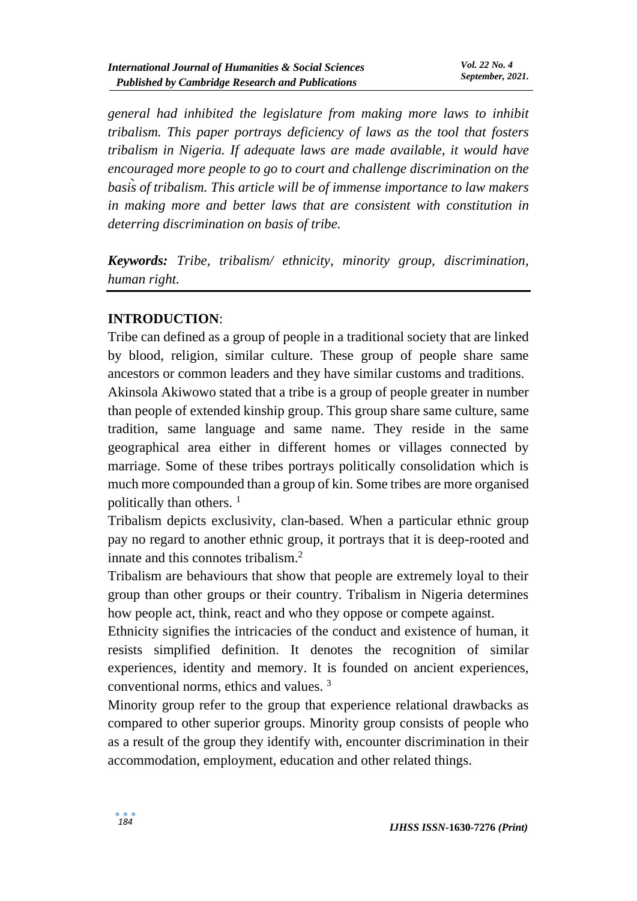*general had inhibited the legislature from making more laws to inhibit tribalism. This paper portrays deficiency of laws as the tool that fosters tribalism in Nigeria. If adequate laws are made available, it would have encouraged more people to go to court and challenge discrimination on the basis of tribalism. This article will be of immense importance to law makers in making more and better laws that are consistent with constitution in deterring discrimination on basis of tribe.*

***Keywords:*** *Tribe, tribalism/ ethnicity, minority group, discrimination, human right.*

## INTRODUCTION:

Tribe can defined as a group of people in a traditional society that are linked by blood, religion, similar culture. These group of people share same ancestors or common leaders and they have similar customs and traditions.

Akinsola Akiwowo stated that a tribe is a group of people greater in number than people of extended kinship group. This group share same culture, same tradition, same language and same name. They reside in the same geographical area either in different homes or villages connected by marriage. Some of these tribes portrays politically consolidation which is much more compounded than a group of kin. Some tribes are more organised politically than others. [1]

Tribalism depicts exclusivity, clan-based. When a particular ethnic group pay no regard to another ethnic group, it portrays that it is deep-rooted and innate and this connotes tribalism.[2]

Tribalism are behaviours that show that people are extremely loyal to their group than other groups or their country. Tribalism in Nigeria determines how people act, think, react and who they oppose or compete against.

Ethnicity signifies the intricacies of the conduct and existence of human, it resists simplified definition. It denotes the recognition of similar experiences, identity and memory. It is founded on ancient experiences, conventional norms, ethics and values. [3]

Minority group refer to the group that experience relational drawbacks as compared to other superior groups. Minority group consists of people who as a result of the group they identify with, encounter discrimination in their accommodation, employment, education and other related things.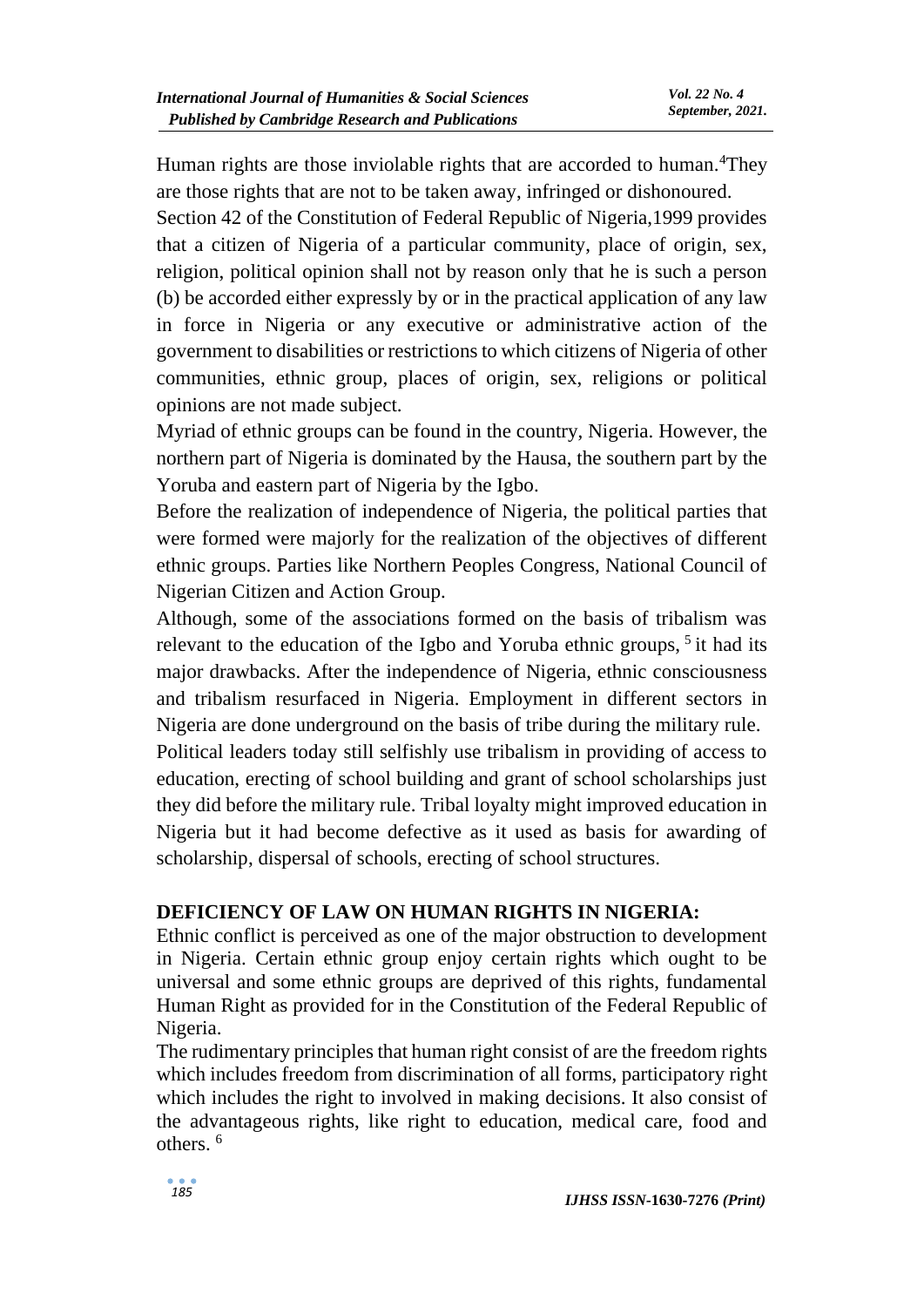Human rights are those inviolable rights that are accorded to human.[4]They are those rights that are not to be taken away, infringed or dishonoured.

Section 42 of the Constitution of Federal Republic of Nigeria,1999 provides that a citizen of Nigeria of a particular community, place of origin, sex, religion, political opinion shall not by reason only that he is such a person (b) be accorded either expressly by or in the practical application of any law in force in Nigeria or any executive or administrative action of the government to disabilities or restrictions to which citizens of Nigeria of other communities, ethnic group, places of origin, sex, religions or political opinions are not made subject.

Myriad of ethnic groups can be found in the country, Nigeria. However, the northern part of Nigeria is dominated by the Hausa, the southern part by the Yoruba and eastern part of Nigeria by the Igbo.

Before the realization of independence of Nigeria, the political parties that were formed were majorly for the realization of the objectives of different ethnic groups. Parties like Northern Peoples Congress, National Council of Nigerian Citizen and Action Group.

Although, some of the associations formed on the basis of tribalism was relevant to the education of the Igbo and Yoruba ethnic groups, [5] it had its major drawbacks. After the independence of Nigeria, ethnic consciousness and tribalism resurfaced in Nigeria. Employment in different sectors in Nigeria are done underground on the basis of tribe during the military rule.

Political leaders today still selfishly use tribalism in providing of access to education, erecting of school building and grant of school scholarships just they did before the military rule. Tribal loyalty might improved education in Nigeria but it had become defective as it used as basis for awarding of scholarship, dispersal of schools, erecting of school structures.

## DEFICIENCY OF LAW ON HUMAN RIGHTS IN NIGERIA:

Ethnic conflict is perceived as one of the major obstruction to development in Nigeria. Certain ethnic group enjoy certain rights which ought to be universal and some ethnic groups are deprived of this rights, fundamental Human Right as provided for in the Constitution of the Federal Republic of Nigeria.

The rudimentary principles that human right consist of are the freedom rights which includes freedom from discrimination of all forms, participatory right which includes the right to involved in making decisions. It also consist of the advantageous rights, like right to education, medical care, food and others. [6]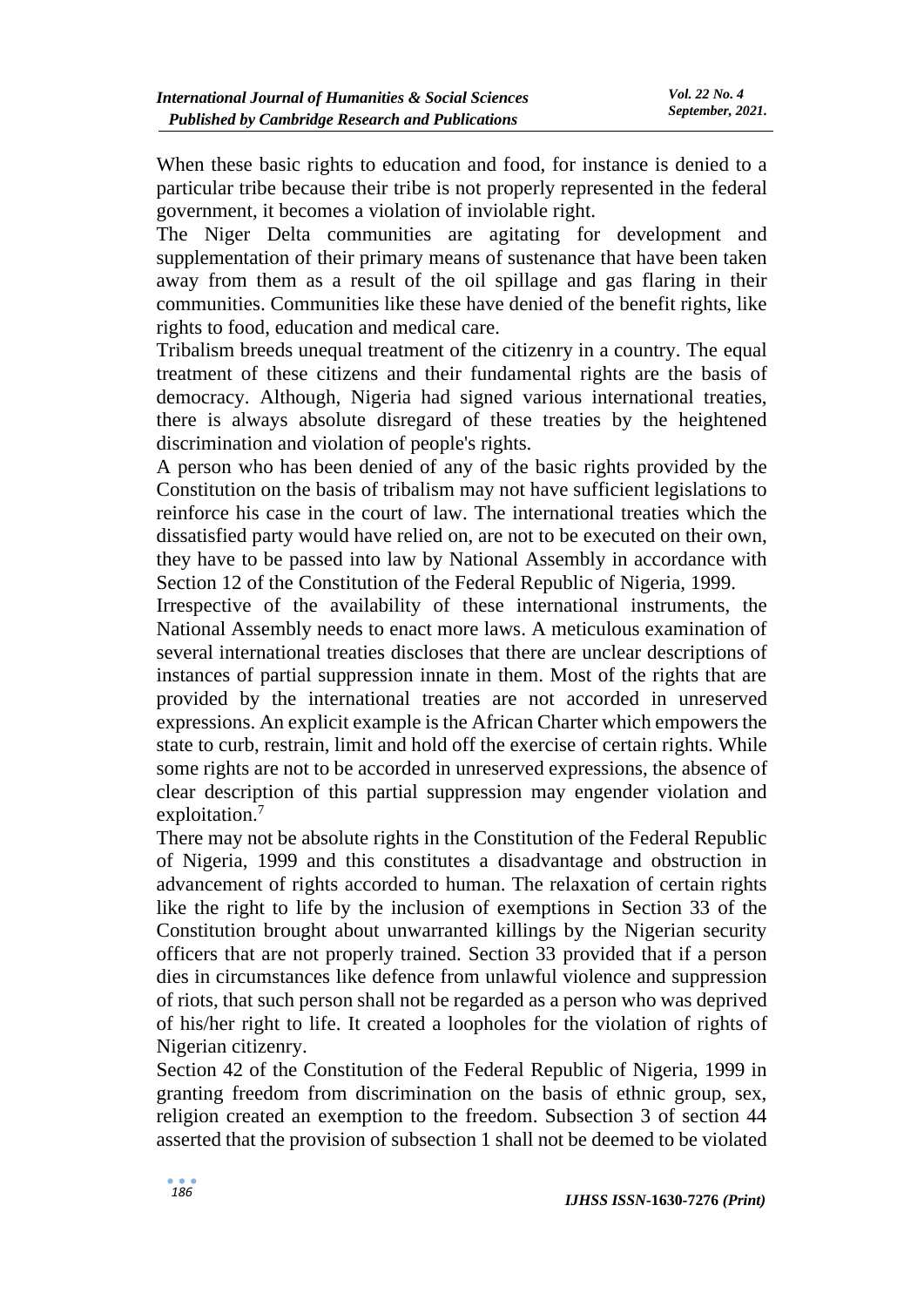When these basic rights to education and food, for instance is denied to a particular tribe because their tribe is not properly represented in the federal government, it becomes a violation of inviolable right.

The Niger Delta communities are agitating for development and supplementation of their primary means of sustenance that have been taken away from them as a result of the oil spillage and gas flaring in their communities. Communities like these have denied of the benefit rights, like rights to food, education and medical care.

Tribalism breeds unequal treatment of the citizenry in a country. The equal treatment of these citizens and their fundamental rights are the basis of democracy. Although, Nigeria had signed various international treaties, there is always absolute disregard of these treaties by the heightened discrimination and violation of people's rights.

A person who has been denied of any of the basic rights provided by the Constitution on the basis of tribalism may not have sufficient legislations to reinforce his case in the court of law. The international treaties which the dissatisfied party would have relied on, are not to be executed on their own, they have to be passed into law by National Assembly in accordance with Section 12 of the Constitution of the Federal Republic of Nigeria, 1999.

Irrespective of the availability of these international instruments, the National Assembly needs to enact more laws. A meticulous examination of several international treaties discloses that there are unclear descriptions of instances of partial suppression innate in them. Most of the rights that are provided by the international treaties are not accorded in unreserved expressions. An explicit example is the African Charter which empowers the state to curb, restrain, limit and hold off the exercise of certain rights. While some rights are not to be accorded in unreserved expressions, the absence of clear description of this partial suppression may engender violation and exploitation.[7]

There may not be absolute rights in the Constitution of the Federal Republic of Nigeria, 1999 and this constitutes a disadvantage and obstruction in advancement of rights accorded to human. The relaxation of certain rights like the right to life by the inclusion of exemptions in Section 33 of the Constitution brought about unwarranted killings by the Nigerian security officers that are not properly trained. Section 33 provided that if a person dies in circumstances like defence from unlawful violence and suppression of riots, that such person shall not be regarded as a person who was deprived of his/her right to life. It created a loopholes for the violation of rights of Nigerian citizenry.

Section 42 of the Constitution of the Federal Republic of Nigeria, 1999 in granting freedom from discrimination on the basis of ethnic group, sex, religion created an exemption to the freedom. Subsection 3 of section 44 asserted that the provision of subsection 1 shall not be deemed to be violated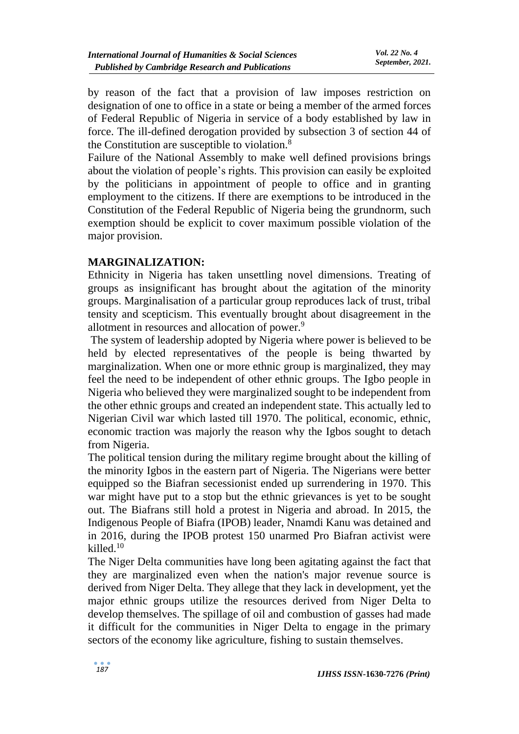by reason of the fact that a provision of law imposes restriction on designation of one to office in a state or being a member of the armed forces of Federal Republic of Nigeria in service of a body established by law in force. The ill-defined derogation provided by subsection 3 of section 44 of the Constitution are susceptible to violation.[8]

Failure of the National Assembly to make well defined provisions brings about the violation of people's rights. This provision can easily be exploited by the politicians in appointment of people to office and in granting employment to the citizens. If there are exemptions to be introduced in the Constitution of the Federal Republic of Nigeria being the grundnorm, such exemption should be explicit to cover maximum possible violation of the major provision.

## MARGINALIZATION:

Ethnicity in Nigeria has taken unsettling novel dimensions. Treating of groups as insignificant has brought about the agitation of the minority groups. Marginalisation of a particular group reproduces lack of trust, tribal tensity and scepticism. This eventually brought about disagreement in the allotment in resources and allocation of power.[9]

The system of leadership adopted by Nigeria where power is believed to be held by elected representatives of the people is being thwarted by marginalization. When one or more ethnic group is marginalized, they may feel the need to be independent of other ethnic groups. The Igbo people in Nigeria who believed they were marginalized sought to be independent from the other ethnic groups and created an independent state. This actually led to Nigerian Civil war which lasted till 1970. The political, economic, ethnic, economic traction was majorly the reason why the Igbos sought to detach from Nigeria.

The political tension during the military regime brought about the killing of the minority Igbos in the eastern part of Nigeria. The Nigerians were better equipped so the Biafran secessionist ended up surrendering in 1970. This war might have put to a stop but the ethnic grievances is yet to be sought out. The Biafrans still hold a protest in Nigeria and abroad. In 2015, the Indigenous People of Biafra (IPOB) leader, Nnamdi Kanu was detained and in 2016, during the IPOB protest 150 unarmed Pro Biafran activist were killed.[10]

The Niger Delta communities have long been agitating against the fact that they are marginalized even when the nation's major revenue source is derived from Niger Delta. They allege that they lack in development, yet the major ethnic groups utilize the resources derived from Niger Delta to develop themselves. The spillage of oil and combustion of gasses had made it difficult for the communities in Niger Delta to engage in the primary sectors of the economy like agriculture, fishing to sustain themselves.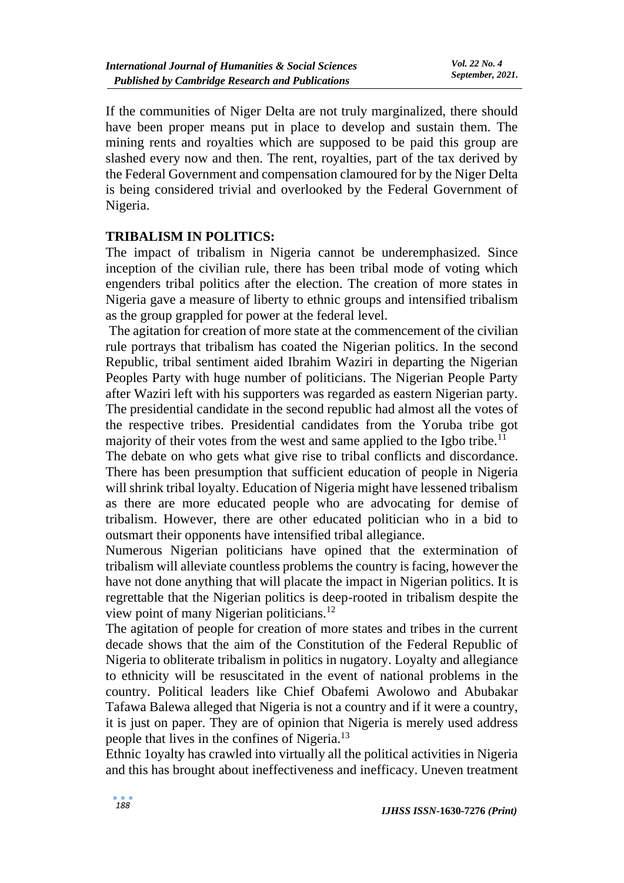If the communities of Niger Delta are not truly marginalized, there should have been proper means put in place to develop and sustain them. The mining rents and royalties which are supposed to be paid this group are slashed every now and then. The rent, royalties, part of the tax derived by the Federal Government and compensation clamoured for by the Niger Delta is being considered trivial and overlooked by the Federal Government of Nigeria.

## TRIBALISM IN POLITICS:

The impact of tribalism in Nigeria cannot be underemphasized. Since inception of the civilian rule, there has been tribal mode of voting which engenders tribal politics after the election. The creation of more states in Nigeria gave a measure of liberty to ethnic groups and intensified tribalism as the group grappled for power at the federal level.

The agitation for creation of more state at the commencement of the civilian rule portrays that tribalism has coated the Nigerian politics. In the second Republic, tribal sentiment aided Ibrahim Waziri in departing the Nigerian Peoples Party with huge number of politicians. The Nigerian People Party after Waziri left with his supporters was regarded as eastern Nigerian party. The presidential candidate in the second republic had almost all the votes of the respective tribes. Presidential candidates from the Yoruba tribe got majority of their votes from the west and same applied to the Igbo tribe.[11]

The debate on who gets what give rise to tribal conflicts and discordance. There has been presumption that sufficient education of people in Nigeria will shrink tribal loyalty. Education of Nigeria might have lessened tribalism as there are more educated people who are advocating for demise of tribalism. However, there are other educated politician who in a bid to outsmart their opponents have intensified tribal allegiance.

Numerous Nigerian politicians have opined that the extermination of tribalism will alleviate countless problems the country is facing, however the have not done anything that will placate the impact in Nigerian politics. It is regrettable that the Nigerian politics is deep-rooted in tribalism despite the view point of many Nigerian politicians.[12]

The agitation of people for creation of more states and tribes in the current decade shows that the aim of the Constitution of the Federal Republic of Nigeria to obliterate tribalism in politics in nugatory. Loyalty and allegiance to ethnicity will be resuscitated in the event of national problems in the country. Political leaders like Chief Obafemi Awolowo and Abubakar Tafawa Balewa alleged that Nigeria is not a country and if it were a country, it is just on paper. They are of opinion that Nigeria is merely used address people that lives in the confines of Nigeria.[13]

Ethnic 1oyalty has crawled into virtually all the political activities in Nigeria and this has brought about ineffectiveness and inefficacy. Uneven treatment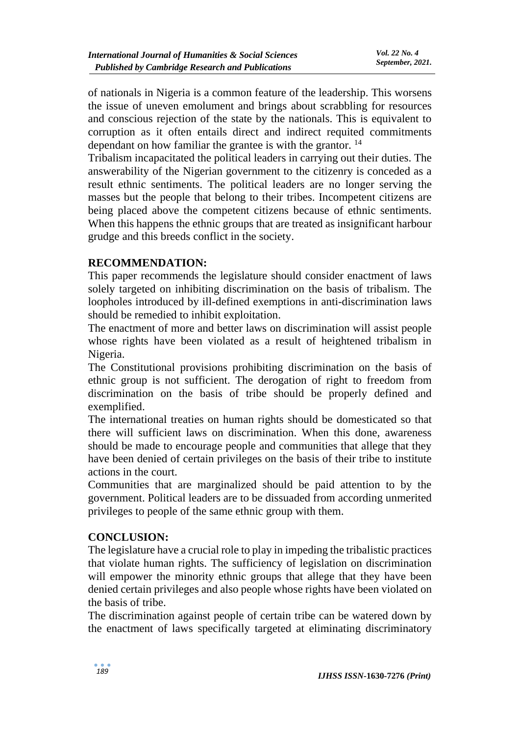of nationals in Nigeria is a common feature of the leadership. This worsens the issue of uneven emolument and brings about scrabbling for resources and conscious rejection of the state by the nationals. This is equivalent to corruption as it often entails direct and indirect requited commitments dependant on how familiar the grantee is with the grantor. [14]

Tribalism incapacitated the political leaders in carrying out their duties. The answerability of the Nigerian government to the citizenry is conceded as a result ethnic sentiments. The political leaders are no longer serving the masses but the people that belong to their tribes. Incompetent citizens are being placed above the competent citizens because of ethnic sentiments. When this happens the ethnic groups that are treated as insignificant harbour grudge and this breeds conflict in the society.

## RECOMMENDATION:

This paper recommends the legislature should consider enactment of laws solely targeted on inhibiting discrimination on the basis of tribalism. The loopholes introduced by ill-defined exemptions in anti-discrimination laws should be remedied to inhibit exploitation.

The enactment of more and better laws on discrimination will assist people whose rights have been violated as a result of heightened tribalism in Nigeria.

The Constitutional provisions prohibiting discrimination on the basis of ethnic group is not sufficient. The derogation of right to freedom from discrimination on the basis of tribe should be properly defined and exemplified.

The international treaties on human rights should be domesticated so that there will sufficient laws on discrimination. When this done, awareness should be made to encourage people and communities that allege that they have been denied of certain privileges on the basis of their tribe to institute actions in the court.

Communities that are marginalized should be paid attention to by the government. Political leaders are to be dissuaded from according unmerited privileges to people of the same ethnic group with them.

## CONCLUSION:

The legislature have a crucial role to play in impeding the tribalistic practices that violate human rights. The sufficiency of legislation on discrimination will empower the minority ethnic groups that allege that they have been denied certain privileges and also people whose rights have been violated on the basis of tribe.

The discrimination against people of certain tribe can be watered down by the enactment of laws specifically targeted at eliminating discriminatory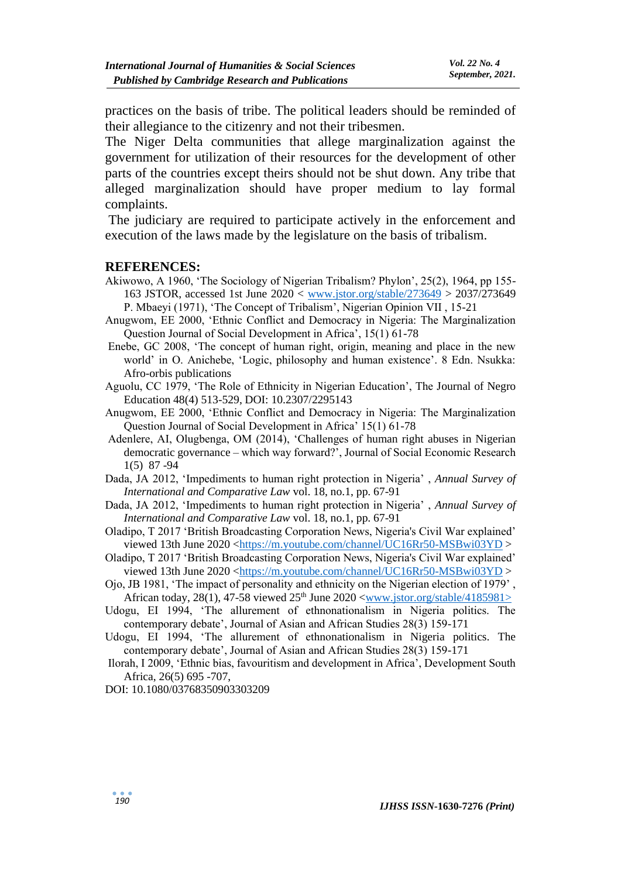practices on the basis of tribe. The political leaders should be reminded of their allegiance to the citizenry and not their tribesmen.

The Niger Delta communities that allege marginalization against the government for utilization of their resources for the development of other parts of the countries except theirs should not be shut down. Any tribe that alleged marginalization should have proper medium to lay formal complaints.

The judiciary are required to participate actively in the enforcement and execution of the laws made by the legislature on the basis of tribalism.

## REFERENCES:

Akiwowo, A 1960, 'The Sociology of Nigerian Tribalism? Phylon', 25(2), 1964, pp 155-163 JSTOR, accessed 1st June 2020 < www.jstor.org/stable/273649 > 2037/273649 P. Mbaeyi (1971), 'The Concept of Tribalism', Nigerian Opinion VII , 15-21

Anugwom, EE 2000, 'Ethnic Conflict and Democracy in Nigeria: The Marginalization Question Journal of Social Development in Africa', 15(1) 61-78

Enebe, GC 2008, 'The concept of human right, origin, meaning and place in the new world' in O. Anichebe, 'Logic, philosophy and human existence'. 8 Edn. Nsukka: Afro-orbis publications

Aguolu, CC 1979, 'The Role of Ethnicity in Nigerian Education', The Journal of Negro Education 48(4) 513-529, DOI: 10.2307/2295143

Anugwom, EE 2000, 'Ethnic Conflict and Democracy in Nigeria: The Marginalization Question Journal of Social Development in Africa' 15(1) 61-78

Adenlere, AI, Olugbenga, OM (2014), 'Challenges of human right abuses in Nigerian democratic governance – which way forward?', Journal of Social Economic Research 1(5) 87 -94

Dada, JA 2012, 'Impediments to human right protection in Nigeria' , *Annual Survey of International and Comparative Law* vol. 18, no.1, pp. 67-91

Dada, JA 2012, 'Impediments to human right protection in Nigeria' , *Annual Survey of International and Comparative Law* vol. 18, no.1, pp. 67-91

Oladipo, T 2017 'British Broadcasting Corporation News, Nigeria's Civil War explained' viewed 13th June 2020 <https://m.youtube.com/channel/UC16Rr50-MSBwi03YD >

Oladipo, T 2017 'British Broadcasting Corporation News, Nigeria's Civil War explained' viewed 13th June 2020 <https://m.youtube.com/channel/UC16Rr50-MSBwi03YD >

Ojo, JB 1981, 'The impact of personality and ethnicity on the Nigerian election of 1979' , African today, 28(1), 47-58 viewed 25th June 2020 <www.jstor.org/stable/4185981>

Udogu, EI 1994, 'The allurement of ethnonationalism in Nigeria politics. The contemporary debate', Journal of Asian and African Studies 28(3) 159-171

Udogu, EI 1994, 'The allurement of ethnonationalism in Nigeria politics. The contemporary debate', Journal of Asian and African Studies 28(3) 159-171

Ilorah, I 2009, 'Ethnic bias, favouritism and development in Africa', Development South Africa, 26(5) 695 -707,

DOI: 10.1080/03768350903303209